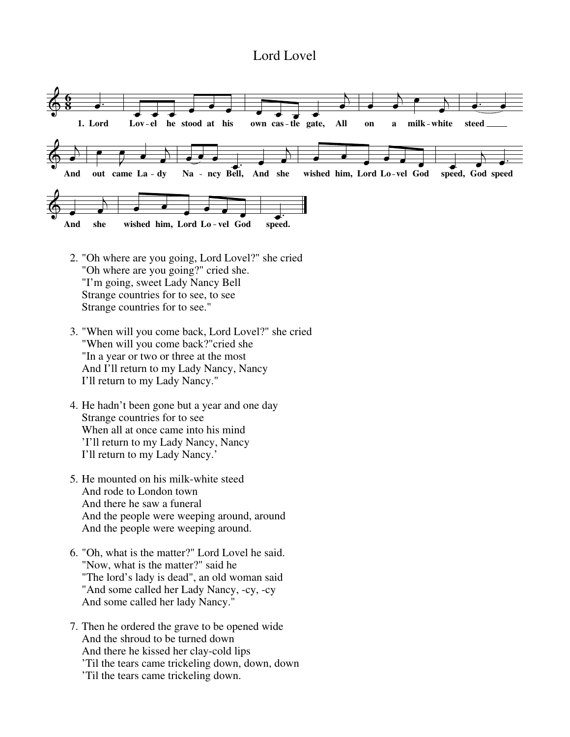# Lord Lovel

1. Lord Lov-el he stood at his own cas-tle gate, All on a milk-white steed ___ And out came La-dy Na - ncy Bell, And she wished him, Lord Lo-vel God speed, God speed And she wished him, Lord Lo-vel God speed.

2. "Oh where are you going, Lord Lovel?" she cried
   "Oh where are you going?" cried she.
   "I'm going, sweet Lady Nancy Bell
   Strange countries for to see, to see
   Strange countries for to see."

3. "When will you come back, Lord Lovel?" she cried
   "When will you come back?"cried she
   "In a year or two or three at the most
   And I'll return to my Lady Nancy, Nancy
   I'll return to my Lady Nancy."

4. He hadn't been gone but a year and one day
   Strange countries for to see
   When all at once came into his mind
   'I'll return to my Lady Nancy, Nancy
   I'll return to my Lady Nancy.'

5. He mounted on his milk-white steed
   And rode to London town
   And there he saw a funeral
   And the people were weeping around, around
   And the people were weeping around.

6. "Oh, what is the matter?" Lord Lovel he said.
   "Now, what is the matter?" said he
   "The lord's lady is dead", an old woman said
   "And some called her Lady Nancy, -cy, -cy
   And some called her lady Nancy."

7. Then he ordered the grave to be opened wide
   And the shroud to be turned down
   And there he kissed her clay-cold lips
   'Til the tears came trickeling down, down, down
   'Til the tears came trickeling down.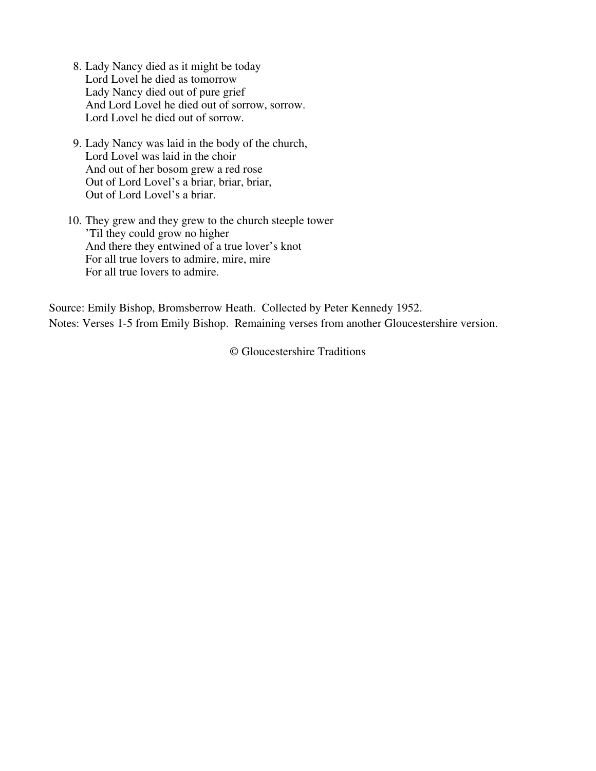8. Lady Nancy died as it might be today  
   Lord Lovel he died as tomorrow  
   Lady Nancy died out of pure grief  
   And Lord Lovel he died out of sorrow, sorrow.  
   Lord Lovel he died out of sorrow.

9. Lady Nancy was laid in the body of the church,  
   Lord Lovel was laid in the choir  
   And out of her bosom grew a red rose  
   Out of Lord Lovel's a briar, briar, briar,  
   Out of Lord Lovel's a briar.

10. They grew and they grew to the church steeple tower  
    'Til they could grow no higher  
    And there they entwined of a true lover's knot  
    For all true lovers to admire, mire, mire  
    For all true lovers to admire.

Source: Emily Bishop, Bromsberrow Heath. Collected by Peter Kennedy 1952.  
Notes: Verses 1-5 from Emily Bishop. Remaining verses from another Gloucestershire version.

© Gloucestershire Traditions